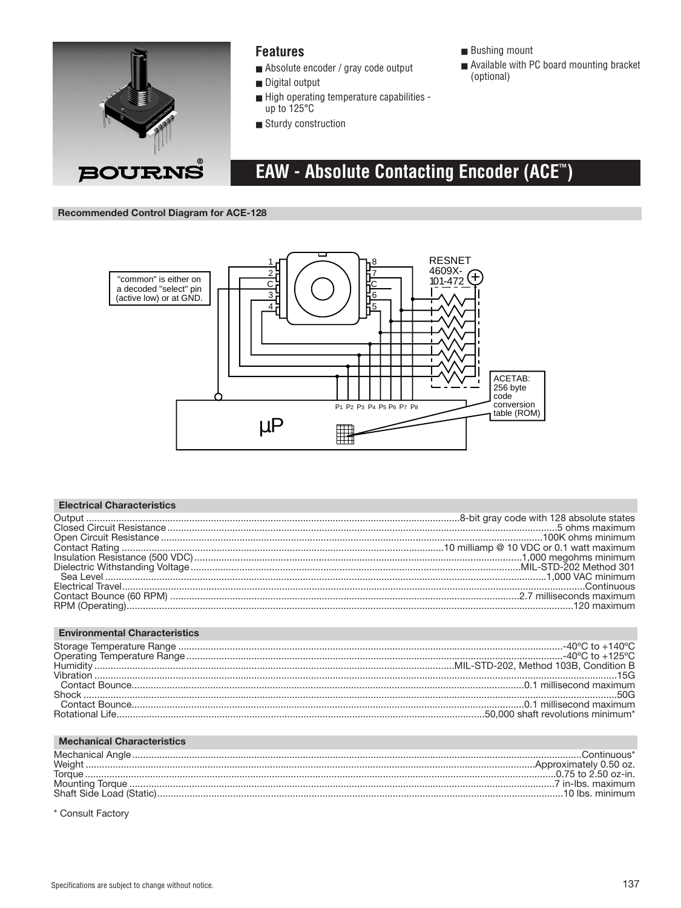## Features

- Absolute encoder / gray code output
- Digital output
- High operating temperature capabilities - up to 125°C
- Sturdy construction
- Bushing mount
- Available with PC board mounting bracket (optional)

# EAW - Absolute Contacting Encoder (ACE™)

### Recommended Control Diagram for ACE-128

"common" is either on a decoded "select" pin (active low) or at GND.

RESNET 4609X-101-472

ACETAB: 256 byte code conversion table (ROM)

µP

P1 P2 P3 P4 P5 P6 P7 P8

### Electrical Characteristics

| | |
|---|---|
| Output | 8-bit gray code with 128 absolute states |
| Closed Circuit Resistance | 5 ohms maximum |
| Open Circuit Resistance | 100K ohms minimum |
| Contact Rating | 10 milliamp @ 10 VDC or 0.1 watt maximum |
| Insulation Resistance (500 VDC) | 1,000 megohms minimum |
| Dielectric Withstanding Voltage | MIL-STD-202 Method 301 |
| Sea Level | 1,000 VAC minimum |
| Electrical Travel | Continuous |
| Contact Bounce (60 RPM) | 2.7 milliseconds maximum |
| RPM (Operating) | 120 maximum |

### Environmental Characteristics

| | |
|---|---|
| Storage Temperature Range | -40°C to +140°C |
| Operating Temperature Range | -40°C to +125°C |
| Humidity | MIL-STD-202, Method 103B, Condition B |
| Vibration | 15G |
| Contact Bounce | 0.1 millisecond maximum |
| Shock | 50G |
| Contact Bounce | 0.1 millisecond maximum |
| Rotational Life | 50,000 shaft revolutions minimum* |

### Mechanical Characteristics

| | |
|---|---|
| Mechanical Angle | Continuous* |
| Weight | Approximately 0.50 oz. |
| Torque | 0.75 to 2.50 oz-in. |
| Mounting Torque | 7 in-lbs. maximum |
| Shaft Side Load (Static) | 10 lbs. minimum |

\* Consult Factory

Specifications are subject to change without notice.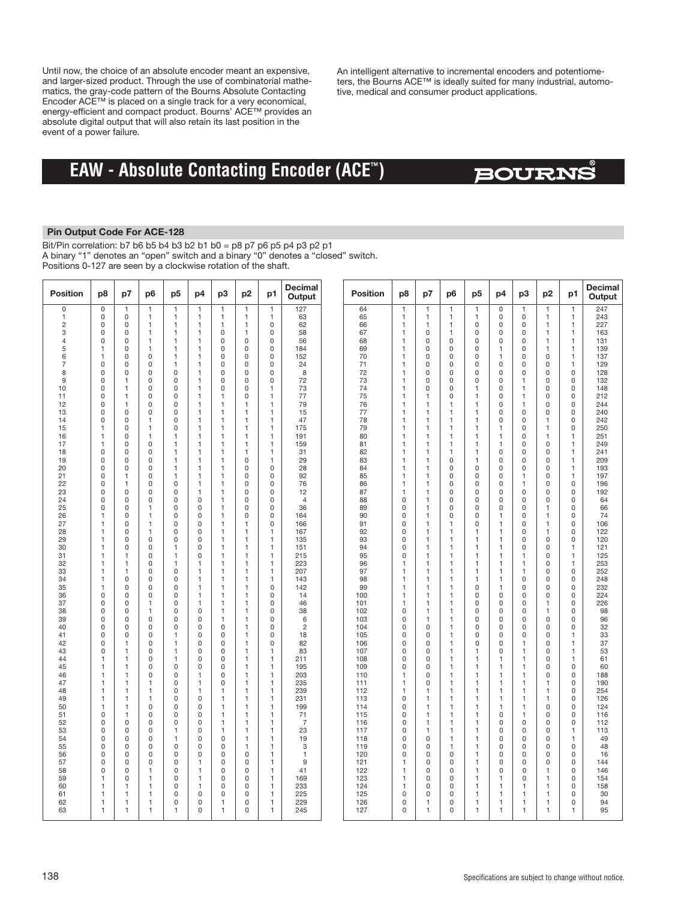Until now, the choice of an absolute encoder meant an expensive, and larger-sized product. Through the use of combinatorial mathematics, the gray-code pattern of the Bourns Absolute Contacting Encoder ACE™ is placed on a single track for a very economical, energy-efficient and compact product. Bourns' ACE™ provides an absolute digital output that will also retain its last position in the event of a power failure.

An intelligent alternative to incremental encoders and potentiometers, the Bourns ACE™ is ideally suited for many industrial, automotive, medical and consumer product applications.

# EAW - Absolute Contacting Encoder (ACE™)

**BOURNS®**

## Pin Output Code For ACE-128

Bit/Pin correlation: b7 b6 b5 b4 b3 b2 b1 b0 = p8 p7 p6 p5 p4 p3 p2 p1
A binary "1" denotes an "open" switch and a binary "0" denotes a "closed" switch.
Positions 0-127 are seen by a clockwise rotation of the shaft.

| Position | p8 | p7 | p6 | p5 | p4 | p3 | p2 | p1 | Decimal Output |
|---|---|---|---|---|---|---|---|---|---|
| 0 | 0 | 1 | 1 | 1 | 1 | 1 | 1 | 1 | 127 |
| 1 | 0 | 0 | 1 | 1 | 1 | 1 | 1 | 1 | 63 |
| 2 | 0 | 0 | 1 | 1 | 1 | 1 | 1 | 0 | 62 |
| 3 | 0 | 0 | 1 | 1 | 1 | 0 | 1 | 0 | 58 |
| 4 | 0 | 0 | 1 | 1 | 1 | 0 | 0 | 0 | 56 |
| 5 | 1 | 0 | 1 | 1 | 1 | 0 | 0 | 0 | 184 |
| 6 | 1 | 0 | 0 | 1 | 1 | 0 | 0 | 0 | 152 |
| 7 | 0 | 0 | 0 | 1 | 1 | 0 | 0 | 0 | 24 |
| 8 | 0 | 0 | 0 | 0 | 1 | 0 | 0 | 0 | 8 |
| 9 | 0 | 1 | 0 | 0 | 1 | 0 | 0 | 0 | 72 |
| 10 | 0 | 1 | 0 | 0 | 1 | 0 | 0 | 1 | 73 |
| 11 | 0 | 1 | 0 | 0 | 1 | 1 | 0 | 1 | 77 |
| 12 | 0 | 1 | 0 | 0 | 1 | 1 | 1 | 1 | 79 |
| 13 | 0 | 0 | 0 | 0 | 1 | 1 | 1 | 1 | 15 |
| 14 | 0 | 0 | 1 | 0 | 1 | 1 | 1 | 1 | 47 |
| 15 | 1 | 0 | 1 | 0 | 1 | 1 | 1 | 1 | 175 |
| 16 | 1 | 0 | 1 | 1 | 1 | 1 | 1 | 1 | 191 |
| 17 | 1 | 0 | 0 | 1 | 1 | 1 | 1 | 1 | 159 |
| 18 | 0 | 0 | 0 | 1 | 1 | 1 | 1 | 1 | 31 |
| 19 | 0 | 0 | 0 | 1 | 1 | 1 | 0 | 1 | 29 |
| 20 | 0 | 0 | 0 | 1 | 1 | 1 | 0 | 0 | 28 |
| 21 | 0 | 1 | 0 | 1 | 1 | 1 | 0 | 0 | 92 |
| 22 | 0 | 1 | 0 | 0 | 1 | 1 | 0 | 0 | 76 |
| 23 | 0 | 0 | 0 | 0 | 1 | 1 | 0 | 0 | 12 |
| 24 | 0 | 0 | 0 | 0 | 0 | 1 | 0 | 0 | 4 |
| 25 | 0 | 0 | 1 | 0 | 0 | 1 | 0 | 0 | 36 |
| 26 | 1 | 0 | 1 | 0 | 0 | 1 | 0 | 0 | 164 |
| 27 | 1 | 0 | 1 | 0 | 0 | 1 | 1 | 0 | 166 |
| 28 | 1 | 0 | 1 | 0 | 0 | 1 | 1 | 1 | 167 |
| 29 | 1 | 0 | 0 | 0 | 0 | 1 | 1 | 1 | 135 |
| 30 | 1 | 0 | 0 | 1 | 0 | 1 | 1 | 1 | 151 |
| 31 | 1 | 1 | 0 | 1 | 0 | 1 | 1 | 1 | 215 |
| 32 | 1 | 1 | 0 | 1 | 1 | 1 | 1 | 1 | 223 |
| 33 | 1 | 1 | 0 | 0 | 1 | 1 | 1 | 1 | 207 |
| 34 | 1 | 0 | 0 | 0 | 1 | 1 | 1 | 1 | 143 |
| 35 | 1 | 0 | 0 | 0 | 1 | 1 | 1 | 0 | 142 |
| 36 | 0 | 0 | 0 | 0 | 1 | 1 | 1 | 0 | 14 |
| 37 | 0 | 0 | 1 | 0 | 1 | 1 | 1 | 0 | 46 |
| 38 | 0 | 0 | 1 | 0 | 0 | 1 | 1 | 0 | 38 |
| 39 | 0 | 0 | 0 | 0 | 0 | 1 | 1 | 0 | 6 |
| 40 | 0 | 0 | 0 | 0 | 0 | 0 | 1 | 0 | 2 |
| 41 | 0 | 0 | 0 | 1 | 0 | 0 | 1 | 0 | 18 |
| 42 | 0 | 1 | 0 | 1 | 0 | 0 | 1 | 0 | 82 |
| 43 | 0 | 1 | 0 | 1 | 0 | 0 | 1 | 1 | 83 |
| 44 | 1 | 1 | 0 | 1 | 0 | 0 | 1 | 1 | 211 |
| 45 | 1 | 1 | 0 | 0 | 0 | 0 | 1 | 1 | 195 |
| 46 | 1 | 1 | 0 | 0 | 1 | 0 | 1 | 1 | 203 |
| 47 | 1 | 1 | 1 | 0 | 1 | 0 | 1 | 1 | 235 |
| 48 | 1 | 1 | 1 | 0 | 1 | 1 | 1 | 1 | 239 |
| 49 | 1 | 1 | 1 | 0 | 0 | 1 | 1 | 1 | 231 |
| 50 | 1 | 1 | 0 | 0 | 0 | 1 | 1 | 1 | 199 |
| 51 | 0 | 1 | 0 | 0 | 0 | 1 | 1 | 1 | 71 |
| 52 | 0 | 0 | 0 | 0 | 0 | 1 | 1 | 1 | 7 |
| 53 | 0 | 0 | 0 | 1 | 0 | 1 | 1 | 1 | 23 |
| 54 | 0 | 0 | 0 | 1 | 0 | 0 | 1 | 1 | 19 |
| 55 | 0 | 0 | 0 | 0 | 0 | 0 | 1 | 1 | 3 |
| 56 | 0 | 0 | 0 | 0 | 0 | 0 | 0 | 1 | 1 |
| 57 | 0 | 0 | 0 | 0 | 1 | 0 | 0 | 1 | 9 |
| 58 | 0 | 0 | 1 | 0 | 1 | 0 | 0 | 1 | 41 |
| 59 | 1 | 0 | 1 | 0 | 1 | 0 | 0 | 1 | 169 |
| 60 | 1 | 1 | 1 | 0 | 1 | 0 | 0 | 1 | 233 |
| 61 | 1 | 1 | 1 | 0 | 0 | 0 | 0 | 1 | 225 |
| 62 | 1 | 1 | 1 | 0 | 0 | 1 | 0 | 1 | 229 |
| 63 | 1 | 1 | 1 | 1 | 0 | 1 | 0 | 1 | 245 |
| 64 | 1 | 1 | 1 | 1 | 0 | 1 | 1 | 1 | 247 |
| 65 | 1 | 1 | 1 | 1 | 0 | 0 | 1 | 1 | 243 |
| 66 | 1 | 1 | 1 | 0 | 0 | 0 | 1 | 1 | 227 |
| 67 | 1 | 0 | 1 | 0 | 0 | 0 | 1 | 1 | 163 |
| 68 | 1 | 0 | 0 | 0 | 0 | 0 | 1 | 1 | 131 |
| 69 | 1 | 0 | 0 | 0 | 1 | 0 | 1 | 1 | 139 |
| 70 | 1 | 0 | 0 | 0 | 1 | 0 | 0 | 1 | 137 |
| 71 | 1 | 0 | 0 | 0 | 0 | 0 | 0 | 1 | 129 |
| 72 | 1 | 0 | 0 | 0 | 0 | 0 | 0 | 0 | 128 |
| 73 | 1 | 0 | 0 | 0 | 0 | 1 | 0 | 0 | 132 |
| 74 | 1 | 0 | 0 | 1 | 0 | 1 | 0 | 0 | 148 |
| 75 | 1 | 1 | 0 | 1 | 0 | 1 | 0 | 0 | 212 |
| 76 | 1 | 1 | 1 | 1 | 0 | 1 | 0 | 0 | 244 |
| 77 | 1 | 1 | 1 | 1 | 0 | 0 | 0 | 0 | 240 |
| 78 | 1 | 1 | 1 | 1 | 0 | 0 | 1 | 0 | 242 |
| 79 | 1 | 1 | 1 | 1 | 1 | 0 | 1 | 0 | 250 |
| 80 | 1 | 1 | 1 | 1 | 1 | 0 | 1 | 1 | 251 |
| 81 | 1 | 1 | 1 | 1 | 1 | 0 | 0 | 1 | 249 |
| 82 | 1 | 1 | 1 | 1 | 0 | 0 | 0 | 1 | 241 |
| 83 | 1 | 1 | 0 | 1 | 0 | 0 | 0 | 1 | 209 |
| 84 | 1 | 1 | 0 | 0 | 0 | 0 | 0 | 1 | 193 |
| 85 | 1 | 1 | 0 | 0 | 0 | 1 | 0 | 1 | 197 |
| 86 | 1 | 1 | 0 | 0 | 0 | 1 | 0 | 0 | 196 |
| 87 | 1 | 1 | 0 | 0 | 0 | 0 | 0 | 0 | 192 |
| 88 | 0 | 1 | 0 | 0 | 0 | 0 | 0 | 0 | 64 |
| 89 | 0 | 1 | 0 | 0 | 0 | 0 | 1 | 0 | 66 |
| 90 | 0 | 1 | 0 | 0 | 1 | 0 | 1 | 0 | 74 |
| 91 | 0 | 1 | 1 | 0 | 1 | 0 | 1 | 0 | 106 |
| 92 | 0 | 1 | 1 | 1 | 1 | 0 | 1 | 0 | 122 |
| 93 | 0 | 1 | 1 | 1 | 1 | 0 | 0 | 0 | 120 |
| 94 | 0 | 1 | 1 | 1 | 1 | 0 | 0 | 1 | 121 |
| 95 | 0 | 1 | 1 | 1 | 1 | 1 | 0 | 1 | 125 |
| 96 | 1 | 1 | 1 | 1 | 1 | 1 | 0 | 1 | 253 |
| 97 | 1 | 1 | 1 | 1 | 1 | 1 | 0 | 0 | 252 |
| 98 | 1 | 1 | 1 | 1 | 1 | 0 | 0 | 0 | 248 |
| 99 | 1 | 1 | 1 | 0 | 1 | 0 | 0 | 0 | 232 |
| 100 | 1 | 1 | 1 | 0 | 0 | 0 | 0 | 0 | 224 |
| 101 | 1 | 1 | 1 | 0 | 0 | 0 | 1 | 0 | 226 |
| 102 | 0 | 1 | 1 | 0 | 0 | 0 | 1 | 0 | 98 |
| 103 | 0 | 1 | 1 | 0 | 0 | 0 | 0 | 0 | 96 |
| 104 | 0 | 0 | 1 | 0 | 0 | 0 | 0 | 0 | 32 |
| 105 | 0 | 0 | 1 | 0 | 0 | 0 | 0 | 1 | 33 |
| 106 | 0 | 0 | 1 | 0 | 0 | 1 | 0 | 1 | 37 |
| 107 | 0 | 0 | 1 | 1 | 0 | 1 | 0 | 1 | 53 |
| 108 | 0 | 0 | 1 | 1 | 1 | 1 | 0 | 1 | 61 |
| 109 | 0 | 0 | 1 | 1 | 1 | 1 | 0 | 0 | 60 |
| 110 | 1 | 0 | 1 | 1 | 1 | 1 | 0 | 0 | 188 |
| 111 | 1 | 0 | 1 | 1 | 1 | 1 | 1 | 0 | 190 |
| 112 | 1 | 1 | 1 | 1 | 1 | 1 | 1 | 0 | 254 |
| 113 | 0 | 1 | 1 | 1 | 1 | 1 | 1 | 0 | 126 |
| 114 | 0 | 1 | 1 | 1 | 1 | 1 | 0 | 0 | 124 |
| 115 | 0 | 1 | 1 | 1 | 0 | 1 | 0 | 0 | 116 |
| 116 | 0 | 1 | 1 | 1 | 0 | 0 | 0 | 0 | 112 |
| 117 | 0 | 1 | 1 | 1 | 0 | 0 | 0 | 1 | 113 |
| 118 | 0 | 0 | 1 | 1 | 0 | 0 | 0 | 1 | 49 |
| 119 | 0 | 0 | 1 | 1 | 0 | 0 | 0 | 0 | 48 |
| 120 | 0 | 0 | 0 | 1 | 0 | 0 | 0 | 0 | 16 |
| 121 | 1 | 0 | 0 | 1 | 0 | 0 | 0 | 0 | 144 |
| 122 | 1 | 0 | 0 | 1 | 0 | 0 | 1 | 0 | 146 |
| 123 | 1 | 0 | 0 | 1 | 1 | 0 | 1 | 0 | 154 |
| 124 | 1 | 0 | 0 | 1 | 1 | 1 | 1 | 0 | 158 |
| 125 | 0 | 0 | 0 | 1 | 1 | 1 | 1 | 0 | 30 |
| 126 | 0 | 1 | 0 | 1 | 1 | 1 | 1 | 0 | 94 |
| 127 | 0 | 1 | 0 | 1 | 1 | 1 | 1 | 1 | 95 |

Specifications are subject to change without notice.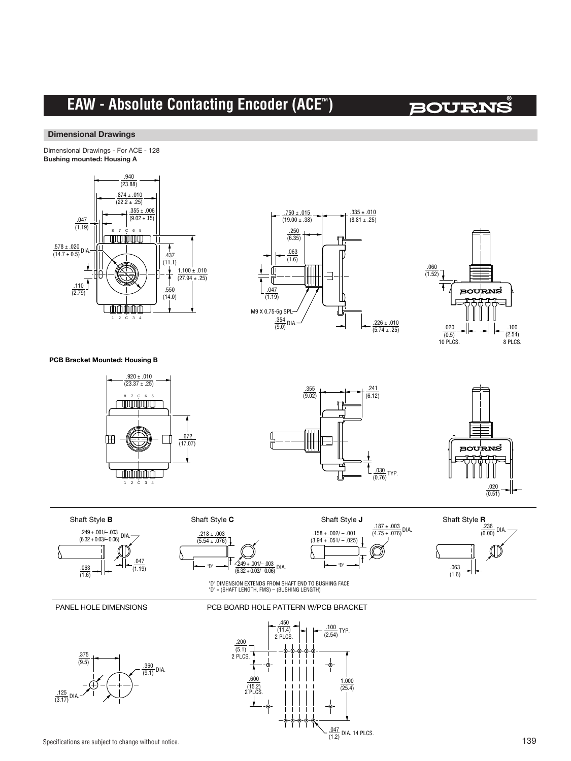# EAW - Absolute Contacting Encoder (ACE™)

## Dimensional Drawings

Dimensional Drawings - For ACE - 128

**Bushing mounted: Housing A**

.940 (23.88)

.874 ± .010 (22.2 ± .25)

.355 ± .006 (9.02 ± .15)

.047 (1.19)

8 7 C 6 5

.578 ± .020 (14.7 ± 0.5) DIA.

.437 (11.1)

1.100 ± .010 (27.94 ± .25)

.110 (2.79)

.550 (14.0)

1 2 C 3 4

.750 ± .015 (19.00 ± .38)

.335 ± .010 (8.81 ± .25)

.250 (6.35)

.063 (1.6)

.047 (1.19)

M9 X 0.75-6g SPL

.354 (9.0) DIA.

.226 ± .010 (5.74 ± .25)

.060 (1.52)

.020 (0.5) 10 PLCS.

.100 (2.54) 8 PLCS.

**PCB Bracket Mounted: Housing B**

.920 ± .010 (23.37 ± .25)

8 7 C 6 5

.672 (17.07)

1 2 C 3 4

.355 (9.02)

.241 (6.12)

.030 (0.76) TYP.

.020 (0.51)

Shaft Style **B**

.249 + .001/– .003 (6.32 + 0.03/– 0.06) DIA.

.063 (1.6)

.047 (1.19)

Shaft Style **C**

.218 ± .003 (5.54 ± .076)

"D"

.249 + .001/– .003 (6.32 + 0.03/– 0.06) DIA.

Shaft Style **J**

.187 ± .003 (4.75 ± .076) DIA.

.158 + .002/ – .001 (3.94 + .051/ – .025)

"D"

Shaft Style **R**

.236 (6.00) DIA.

.063 (1.6)

"D" DIMENSION EXTENDS FROM SHAFT END TO BUSHING FACE
"D" = (SHAFT LENGTH, FMS) – (BUSHING LENGTH)

PANEL HOLE DIMENSIONS

.375 (9.5)

.360 (9.1) DIA.

.125 (3.17) DIA.

PCB BOARD HOLE PATTERN W/PCB BRACKET

.450 (11.4) 2 PLCS.

.100 (2.54) TYP.

.200 (5.1) 2 PLCS.

.600 (15.2) 2 PLCS.

1.000 (25.4)

.047 (1.2) DIA. 14 PLCS.

Specifications are subject to change without notice.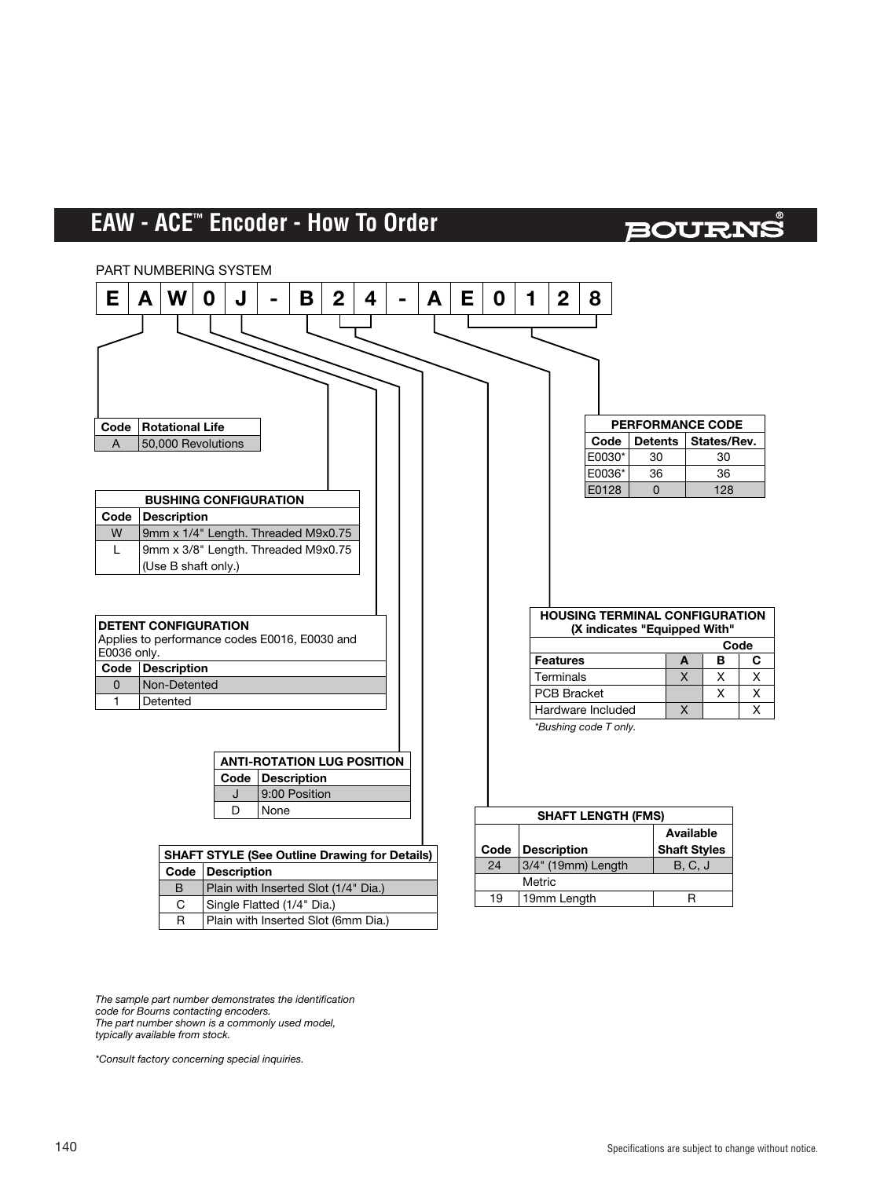# EAW - ACE™ Encoder - How To Order

BOURNS®

PART NUMBERING SYSTEM

| E | A | W | 0 | J | - | B | 2 | 4 | - | A | E | 0 | 1 | 2 | 8 |
|---|---|---|---|---|---|---|---|---|---|---|---|---|---|---|---|

| Code | Rotational Life |
|---|---|
| A | 50,000 Revolutions |

**BUSHING CONFIGURATION**

| Code | Description |
|---|---|
| W | 9mm x 1/4" Length. Threaded M9x0.75 |
| L | 9mm x 3/8" Length. Threaded M9x0.75 (Use B shaft only.) |

**DETENT CONFIGURATION**

Applies to performance codes E0016, E0030 and E0036 only.

| Code | Description |
|---|---|
| 0 | Non-Detented |
| 1 | Detented |

**ANTI-ROTATION LUG POSITION**

| Code | Description |
|---|---|
| J | 9:00 Position |
| D | None |

**SHAFT STYLE (See Outline Drawing for Details)**

| Code | Description |
|---|---|
| B | Plain with Inserted Slot (1/4" Dia.) |
| C | Single Flatted (1/4" Dia.) |
| R | Plain with Inserted Slot (6mm Dia.) |

**PERFORMANCE CODE**

| Code | Detents | States/Rev. |
|---|---|---|
| E0030* | 30 | 30 |
| E0036* | 36 | 36 |
| E0128 | 0 | 128 |

**HOUSING TERMINAL CONFIGURATION (X indicates "Equipped With"**

| Features | Code A | Code B | Code C |
|---|---|---|---|
| Terminals | X | X | X |
| PCB Bracket | | X | X |
| Hardware Included | X | | X |

*Bushing code T only.

**SHAFT LENGTH (FMS)**

| Code | Description | Available Shaft Styles |
|---|---|---|
| 24 | 3/4" (19mm) Length | B, C, J |
| | Metric | |
| 19 | 19mm Length | R |

*The sample part number demonstrates the identification code for Bourns contacting encoders.*
*The part number shown is a commonly used model, typically available from stock.*

*\*Consult factory concerning special inquiries.*

Specifications are subject to change without notice.